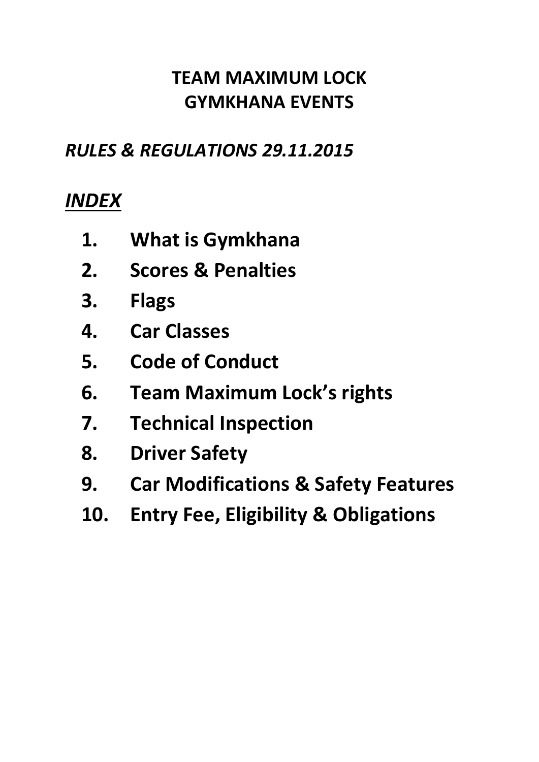# TEAM MAXIMUM LOCK
# GYMKHANA EVENTS

## *RULES & REGULATIONS 29.11.2015*

## ***INDEX***

1. **What is Gymkhana**
2. **Scores & Penalties**
3. **Flags**
4. **Car Classes**
5. **Code of Conduct**
6. **Team Maximum Lock's rights**
7. **Technical Inspection**
8. **Driver Safety**
9. **Car Modifications & Safety Features**
10. **Entry Fee, Eligibility & Obligations**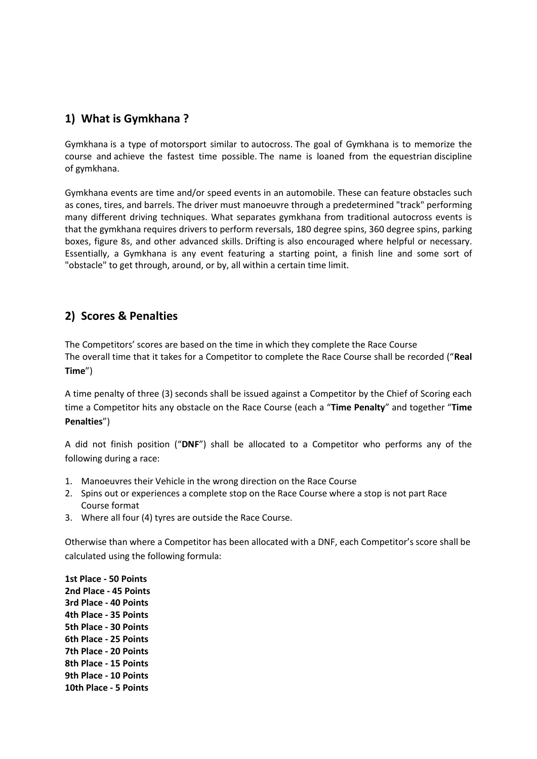## 1) What is Gymkhana ?

Gymkhana is a type of motorsport similar to autocross. The goal of Gymkhana is to memorize the course and achieve the fastest time possible. The name is loaned from the equestrian discipline of gymkhana.

Gymkhana events are time and/or speed events in an automobile. These can feature obstacles such as cones, tires, and barrels. The driver must manoeuvre through a predetermined "track" performing many different driving techniques. What separates gymkhana from traditional autocross events is that the gymkhana requires drivers to perform reversals, 180 degree spins, 360 degree spins, parking boxes, figure 8s, and other advanced skills. Drifting is also encouraged where helpful or necessary. Essentially, a Gymkhana is any event featuring a starting point, a finish line and some sort of "obstacle" to get through, around, or by, all within a certain time limit.

## 2) Scores & Penalties

The Competitors' scores are based on the time in which they complete the Race Course
The overall time that it takes for a Competitor to complete the Race Course shall be recorded ("**Real Time**")

A time penalty of three (3) seconds shall be issued against a Competitor by the Chief of Scoring each time a Competitor hits any obstacle on the Race Course (each a "**Time Penalty**" and together "**Time Penalties**")

A did not finish position ("**DNF**") shall be allocated to a Competitor who performs any of the following during a race:

1. Manoeuvres their Vehicle in the wrong direction on the Race Course
2. Spins out or experiences a complete stop on the Race Course where a stop is not part Race Course format
3. Where all four (4) tyres are outside the Race Course.

Otherwise than where a Competitor has been allocated with a DNF, each Competitor's score shall be calculated using the following formula:

**1st Place - 50 Points**
**2nd Place - 45 Points**
**3rd Place - 40 Points**
**4th Place - 35 Points**
**5th Place - 30 Points**
**6th Place - 25 Points**
**7th Place - 20 Points**
**8th Place - 15 Points**
**9th Place - 10 Points**
**10th Place - 5 Points**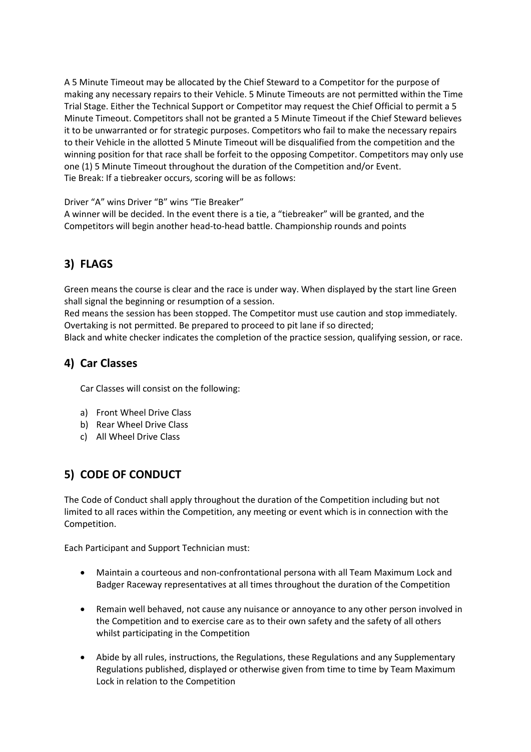A 5 Minute Timeout may be allocated by the Chief Steward to a Competitor for the purpose of making any necessary repairs to their Vehicle. 5 Minute Timeouts are not permitted within the Time Trial Stage. Either the Technical Support or Competitor may request the Chief Official to permit a 5 Minute Timeout. Competitors shall not be granted a 5 Minute Timeout if the Chief Steward believes it to be unwarranted or for strategic purposes. Competitors who fail to make the necessary repairs to their Vehicle in the allotted 5 Minute Timeout will be disqualified from the competition and the winning position for that race shall be forfeit to the opposing Competitor. Competitors may only use one (1) 5 Minute Timeout throughout the duration of the Competition and/or Event.
Tie Break: If a tiebreaker occurs, scoring will be as follows:

Driver "A" wins Driver "B" wins "Tie Breaker"
A winner will be decided. In the event there is a tie, a "tiebreaker" will be granted, and the Competitors will begin another head-to-head battle. Championship rounds and points

## 3) FLAGS

Green means the course is clear and the race is under way. When displayed by the start line Green shall signal the beginning or resumption of a session.
Red means the session has been stopped. The Competitor must use caution and stop immediately. Overtaking is not permitted. Be prepared to proceed to pit lane if so directed;
Black and white checker indicates the completion of the practice session, qualifying session, or race.

## 4) Car Classes

Car Classes will consist on the following:

a) Front Wheel Drive Class
b) Rear Wheel Drive Class
c) All Wheel Drive Class

## 5) CODE OF CONDUCT

The Code of Conduct shall apply throughout the duration of the Competition including but not limited to all races within the Competition, any meeting or event which is in connection with the Competition.

Each Participant and Support Technician must:

- Maintain a courteous and non-confrontational persona with all Team Maximum Lock and Badger Raceway representatives at all times throughout the duration of the Competition

- Remain well behaved, not cause any nuisance or annoyance to any other person involved in the Competition and to exercise care as to their own safety and the safety of all others whilst participating in the Competition

- Abide by all rules, instructions, the Regulations, these Regulations and any Supplementary Regulations published, displayed or otherwise given from time to time by Team Maximum Lock in relation to the Competition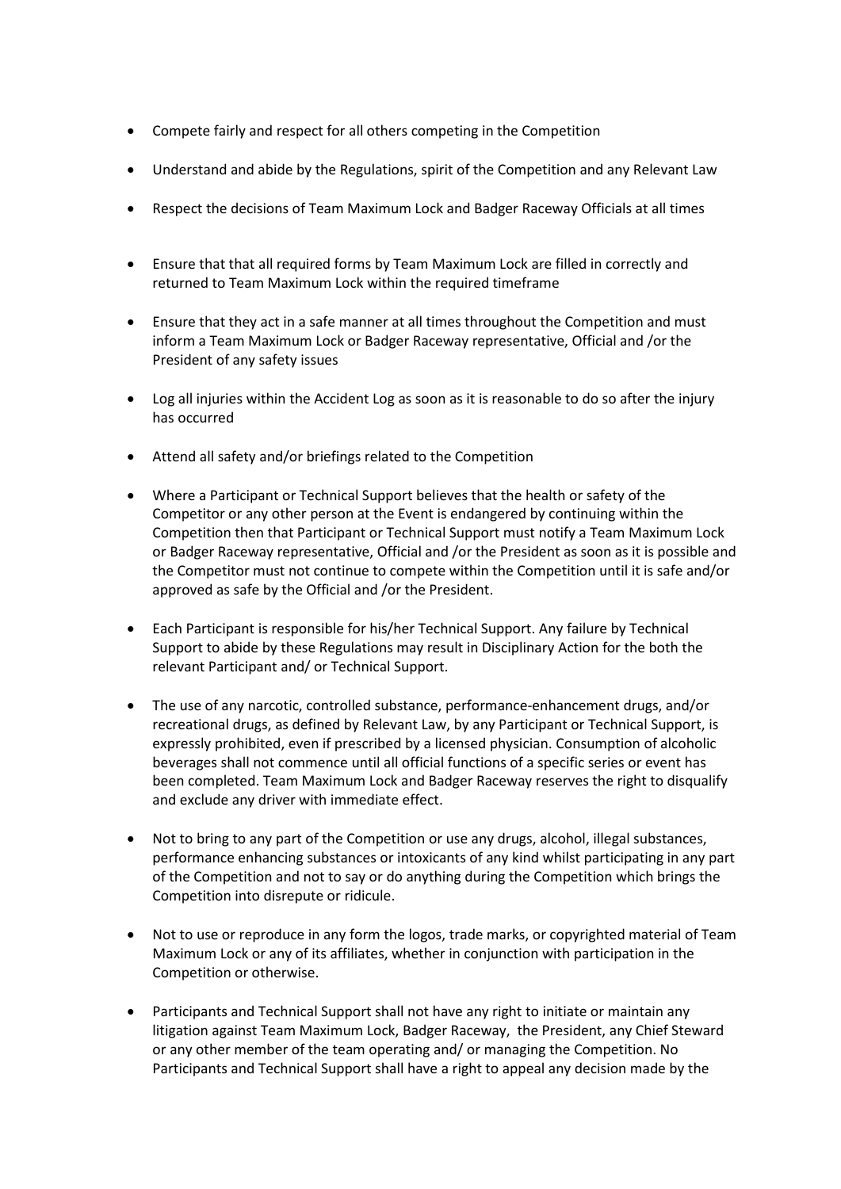- Compete fairly and respect for all others competing in the Competition
- Understand and abide by the Regulations, spirit of the Competition and any Relevant Law
- Respect the decisions of Team Maximum Lock and Badger Raceway Officials at all times
- Ensure that that all required forms by Team Maximum Lock are filled in correctly and returned to Team Maximum Lock within the required timeframe
- Ensure that they act in a safe manner at all times throughout the Competition and must inform a Team Maximum Lock or Badger Raceway representative, Official and /or the President of any safety issues
- Log all injuries within the Accident Log as soon as it is reasonable to do so after the injury has occurred
- Attend all safety and/or briefings related to the Competition
- Where a Participant or Technical Support believes that the health or safety of the Competitor or any other person at the Event is endangered by continuing within the Competition then that Participant or Technical Support must notify a Team Maximum Lock or Badger Raceway representative, Official and /or the President as soon as it is possible and the Competitor must not continue to compete within the Competition until it is safe and/or approved as safe by the Official and /or the President.
- Each Participant is responsible for his/her Technical Support. Any failure by Technical Support to abide by these Regulations may result in Disciplinary Action for the both the relevant Participant and/ or Technical Support.
- The use of any narcotic, controlled substance, performance-enhancement drugs, and/or recreational drugs, as defined by Relevant Law, by any Participant or Technical Support, is expressly prohibited, even if prescribed by a licensed physician. Consumption of alcoholic beverages shall not commence until all official functions of a specific series or event has been completed. Team Maximum Lock and Badger Raceway reserves the right to disqualify and exclude any driver with immediate effect.
- Not to bring to any part of the Competition or use any drugs, alcohol, illegal substances, performance enhancing substances or intoxicants of any kind whilst participating in any part of the Competition and not to say or do anything during the Competition which brings the Competition into disrepute or ridicule.
- Not to use or reproduce in any form the logos, trade marks, or copyrighted material of Team Maximum Lock or any of its affiliates, whether in conjunction with participation in the Competition or otherwise.
- Participants and Technical Support shall not have any right to initiate or maintain any litigation against Team Maximum Lock, Badger Raceway, the President, any Chief Steward or any other member of the team operating and/ or managing the Competition. No Participants and Technical Support shall have a right to appeal any decision made by the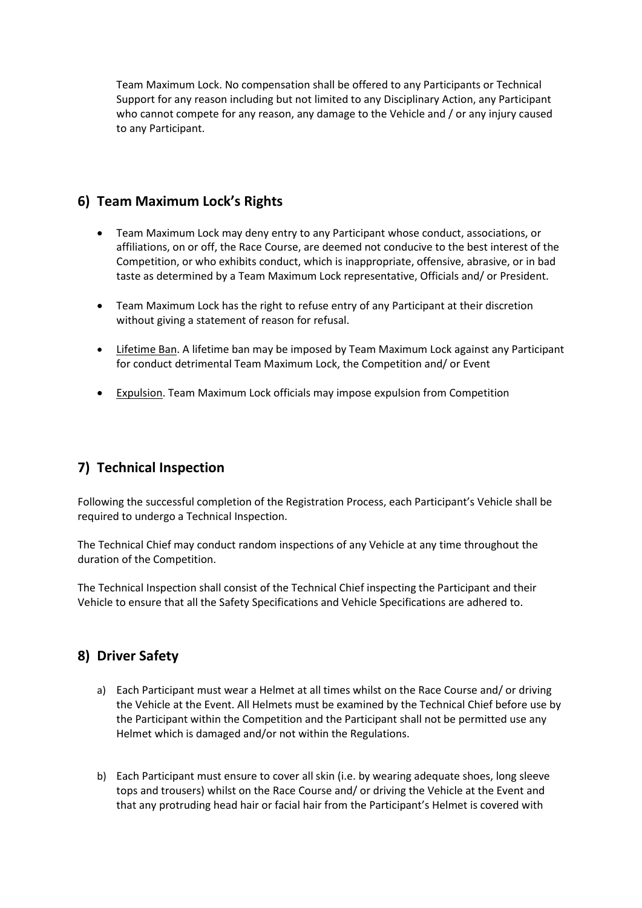Team Maximum Lock. No compensation shall be offered to any Participants or Technical Support for any reason including but not limited to any Disciplinary Action, any Participant who cannot compete for any reason, any damage to the Vehicle and / or any injury caused to any Participant.

## 6) Team Maximum Lock's Rights

- Team Maximum Lock may deny entry to any Participant whose conduct, associations, or affiliations, on or off, the Race Course, are deemed not conducive to the best interest of the Competition, or who exhibits conduct, which is inappropriate, offensive, abrasive, or in bad taste as determined by a Team Maximum Lock representative, Officials and/ or President.
- Team Maximum Lock has the right to refuse entry of any Participant at their discretion without giving a statement of reason for refusal.
- Lifetime Ban. A lifetime ban may be imposed by Team Maximum Lock against any Participant for conduct detrimental Team Maximum Lock, the Competition and/ or Event
- Expulsion. Team Maximum Lock officials may impose expulsion from Competition

## 7) Technical Inspection

Following the successful completion of the Registration Process, each Participant's Vehicle shall be required to undergo a Technical Inspection.

The Technical Chief may conduct random inspections of any Vehicle at any time throughout the duration of the Competition.

The Technical Inspection shall consist of the Technical Chief inspecting the Participant and their Vehicle to ensure that all the Safety Specifications and Vehicle Specifications are adhered to.

## 8) Driver Safety

a) Each Participant must wear a Helmet at all times whilst on the Race Course and/ or driving the Vehicle at the Event. All Helmets must be examined by the Technical Chief before use by the Participant within the Competition and the Participant shall not be permitted use any Helmet which is damaged and/or not within the Regulations.

b) Each Participant must ensure to cover all skin (i.e. by wearing adequate shoes, long sleeve tops and trousers) whilst on the Race Course and/ or driving the Vehicle at the Event and that any protruding head hair or facial hair from the Participant's Helmet is covered with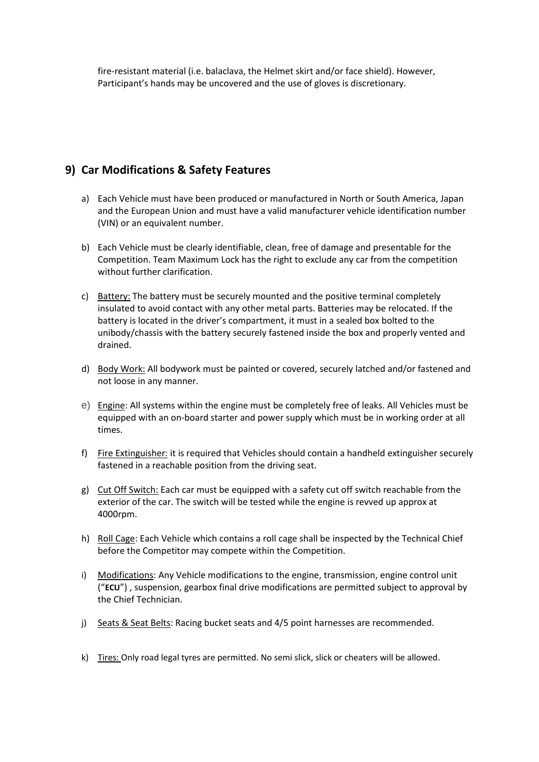fire-resistant material (i.e. balaclava, the Helmet skirt and/or face shield). However, Participant's hands may be uncovered and the use of gloves is discretionary.

## 9) Car Modifications & Safety Features

a) Each Vehicle must have been produced or manufactured in North or South America, Japan and the European Union and must have a valid manufacturer vehicle identification number (VIN) or an equivalent number.

b) Each Vehicle must be clearly identifiable, clean, free of damage and presentable for the Competition. Team Maximum Lock has the right to exclude any car from the competition without further clarification.

c) Battery: The battery must be securely mounted and the positive terminal completely insulated to avoid contact with any other metal parts. Batteries may be relocated. If the battery is located in the driver's compartment, it must in a sealed box bolted to the unibody/chassis with the battery securely fastened inside the box and properly vented and drained.

d) Body Work: All bodywork must be painted or covered, securely latched and/or fastened and not loose in any manner.

e) Engine: All systems within the engine must be completely free of leaks. All Vehicles must be equipped with an on-board starter and power supply which must be in working order at all times.

f) Fire Extinguisher: it is required that Vehicles should contain a handheld extinguisher securely fastened in a reachable position from the driving seat.

g) Cut Off Switch: Each car must be equipped with a safety cut off switch reachable from the exterior of the car. The switch will be tested while the engine is revved up approx at 4000rpm.

h) Roll Cage: Each Vehicle which contains a roll cage shall be inspected by the Technical Chief before the Competitor may compete within the Competition.

i) Modifications: Any Vehicle modifications to the engine, transmission, engine control unit ("**ECU**") , suspension, gearbox final drive modifications are permitted subject to approval by the Chief Technician.

j) Seats & Seat Belts: Racing bucket seats and 4/5 point harnesses are recommended.

k) Tires: Only road legal tyres are permitted. No semi slick, slick or cheaters will be allowed.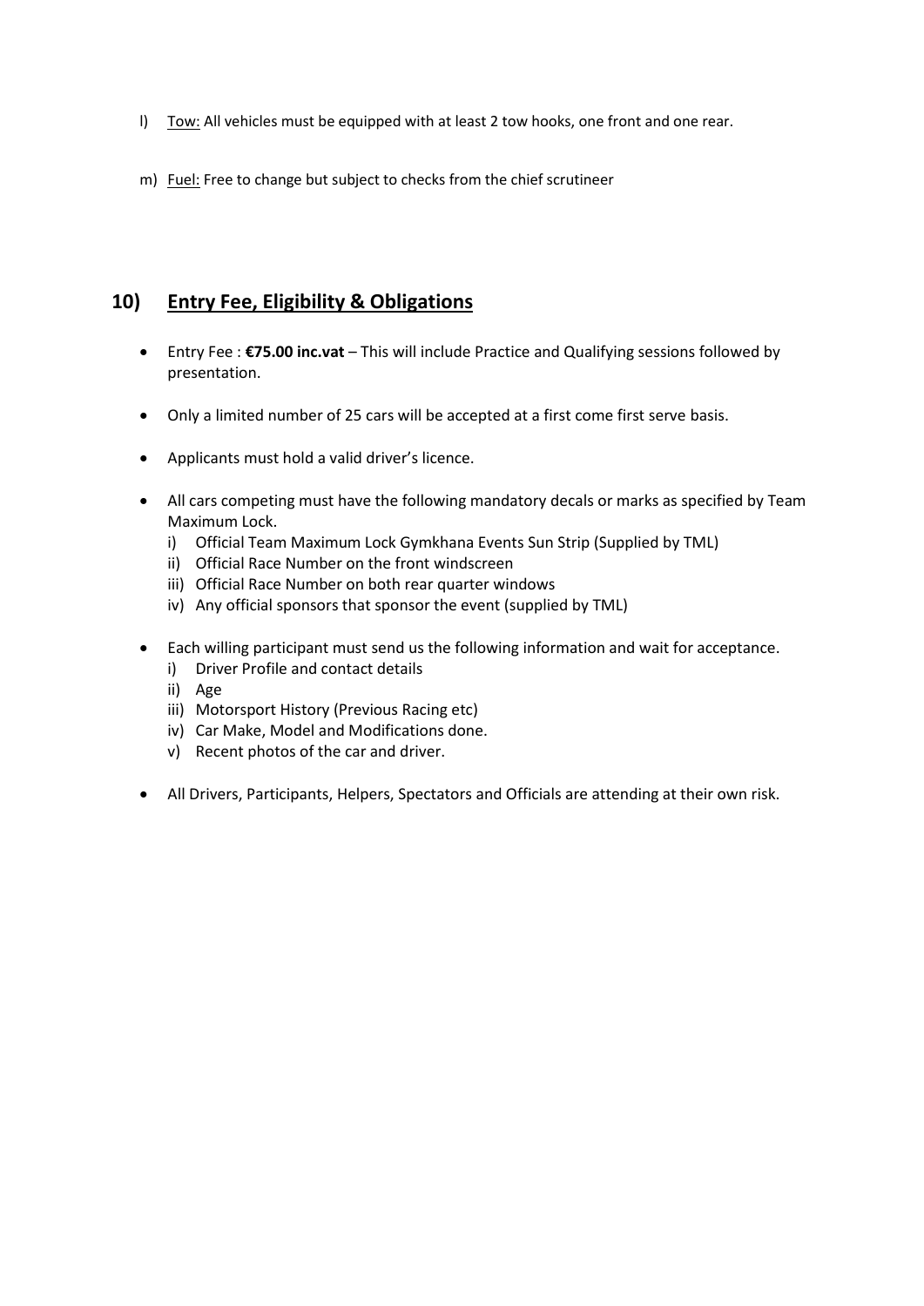l) <u>Tow:</u> All vehicles must be equipped with at least 2 tow hooks, one front and one rear.

m) <u>Fuel:</u> Free to change but subject to checks from the chief scrutineer

## 10) Entry Fee, Eligibility & Obligations

- Entry Fee : **€75.00 inc.vat** – This will include Practice and Qualifying sessions followed by presentation.
- Only a limited number of 25 cars will be accepted at a first come first serve basis.
- Applicants must hold a valid driver's licence.
- All cars competing must have the following mandatory decals or marks as specified by Team Maximum Lock.
  i) Official Team Maximum Lock Gymkhana Events Sun Strip (Supplied by TML)
  ii) Official Race Number on the front windscreen
  iii) Official Race Number on both rear quarter windows
  iv) Any official sponsors that sponsor the event (supplied by TML)
- Each willing participant must send us the following information and wait for acceptance.
  i) Driver Profile and contact details
  ii) Age
  iii) Motorsport History (Previous Racing etc)
  iv) Car Make, Model and Modifications done.
  v) Recent photos of the car and driver.
- All Drivers, Participants, Helpers, Spectators and Officials are attending at their own risk.